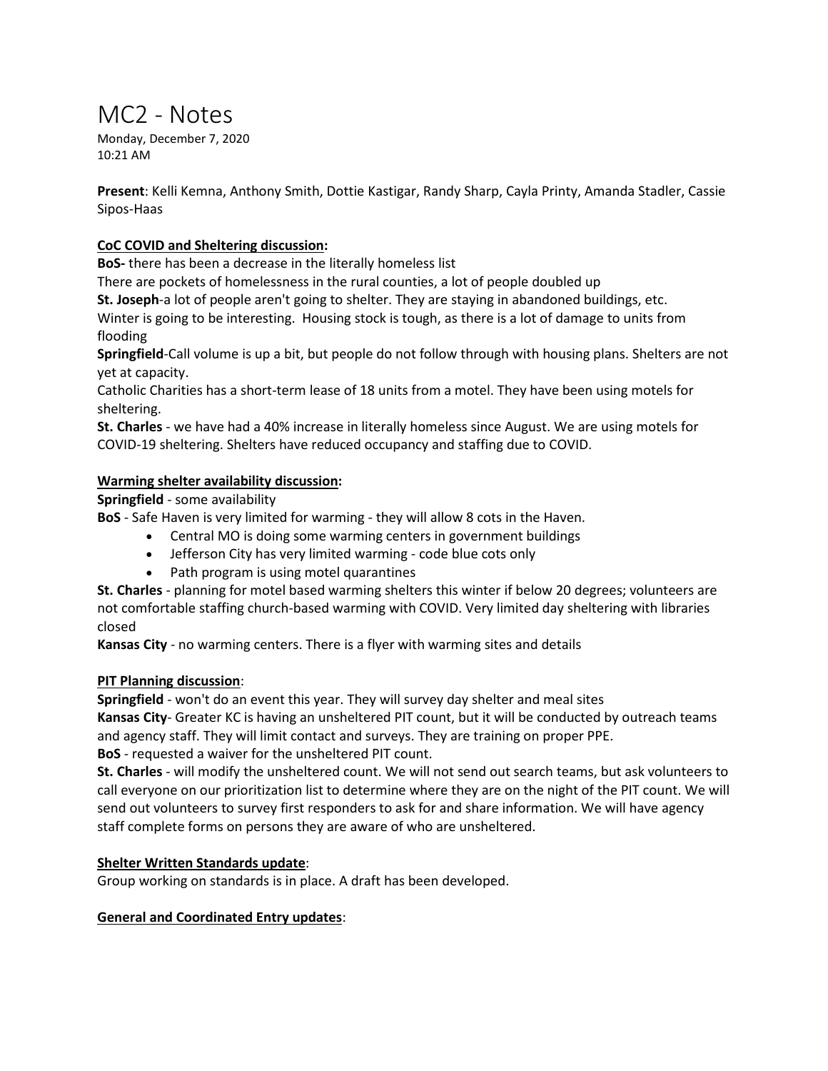# MC2 - Notes

Monday, December 7, 2020
10:21 AM

**Present**: Kelli Kemna, Anthony Smith, Dottie Kastigar, Randy Sharp, Cayla Printy, Amanda Stadler, Cassie Sipos-Haas

**CoC COVID and Sheltering discussion:**

**BoS-** there has been a decrease in the literally homeless list

There are pockets of homelessness in the rural counties, a lot of people doubled up

**St. Joseph**-a lot of people aren't going to shelter. They are staying in abandoned buildings, etc.

Winter is going to be interesting. Housing stock is tough, as there is a lot of damage to units from flooding

**Springfield**-Call volume is up a bit, but people do not follow through with housing plans. Shelters are not yet at capacity.

Catholic Charities has a short-term lease of 18 units from a motel. They have been using motels for sheltering.

**St. Charles** - we have had a 40% increase in literally homeless since August. We are using motels for COVID-19 sheltering. Shelters have reduced occupancy and staffing due to COVID.

**Warming shelter availability discussion:**

**Springfield** - some availability

**BoS** - Safe Haven is very limited for warming - they will allow 8 cots in the Haven.

- Central MO is doing some warming centers in government buildings
- Jefferson City has very limited warming - code blue cots only
- Path program is using motel quarantines

**St. Charles** - planning for motel based warming shelters this winter if below 20 degrees; volunteers are not comfortable staffing church-based warming with COVID. Very limited day sheltering with libraries closed

**Kansas City** - no warming centers. There is a flyer with warming sites and details

**PIT Planning discussion**:

**Springfield** - won't do an event this year. They will survey day shelter and meal sites

**Kansas City**- Greater KC is having an unsheltered PIT count, but it will be conducted by outreach teams and agency staff. They will limit contact and surveys. They are training on proper PPE.

**BoS** - requested a waiver for the unsheltered PIT count.

**St. Charles** - will modify the unsheltered count. We will not send out search teams, but ask volunteers to call everyone on our prioritization list to determine where they are on the night of the PIT count. We will send out volunteers to survey first responders to ask for and share information. We will have agency staff complete forms on persons they are aware of who are unsheltered.

**Shelter Written Standards update**:

Group working on standards is in place. A draft has been developed.

**General and Coordinated Entry updates**: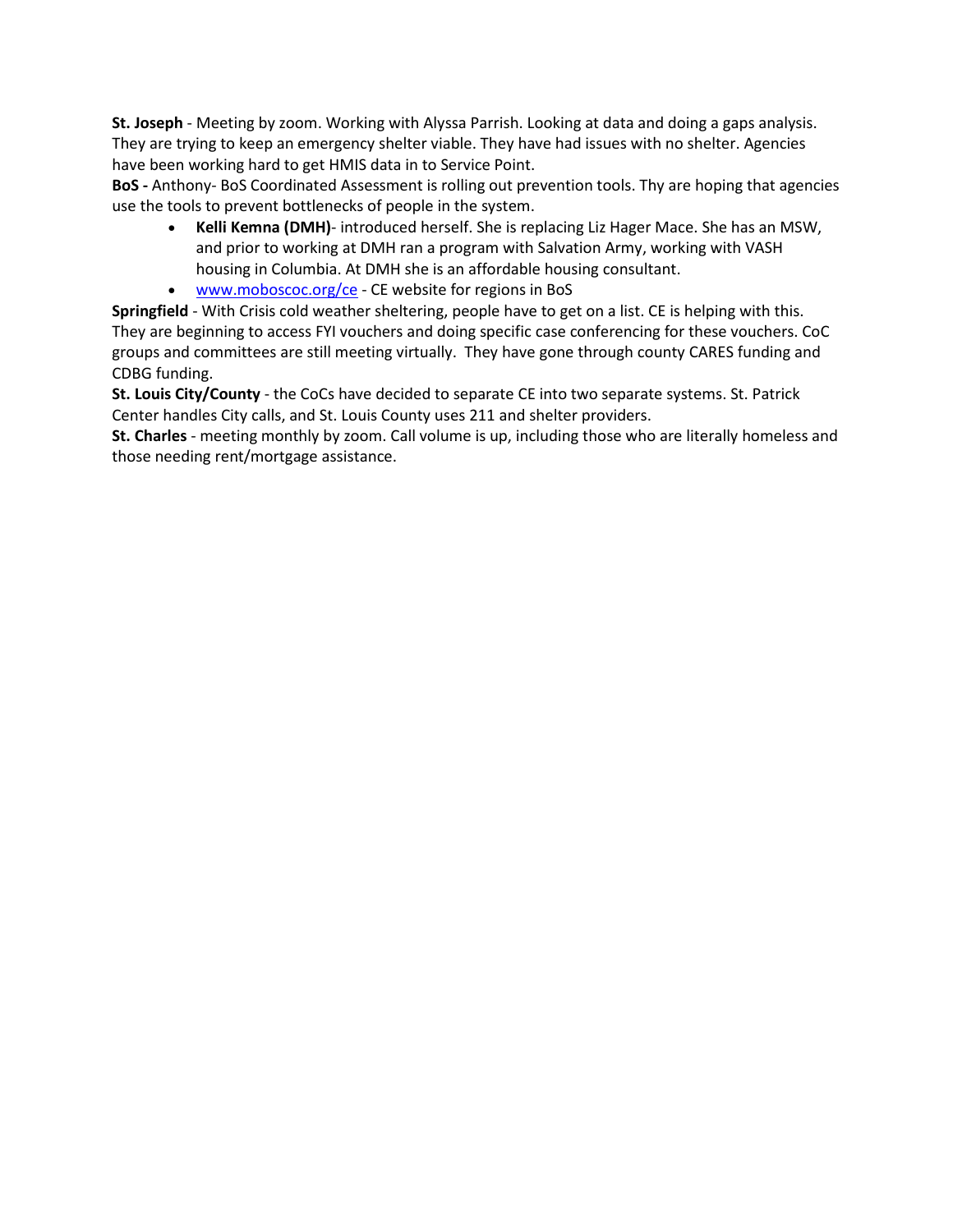**St. Joseph** - Meeting by zoom. Working with Alyssa Parrish. Looking at data and doing a gaps analysis. They are trying to keep an emergency shelter viable. They have had issues with no shelter. Agencies have been working hard to get HMIS data in to Service Point.

**BoS -** Anthony- BoS Coordinated Assessment is rolling out prevention tools. Thy are hoping that agencies use the tools to prevent bottlenecks of people in the system.

- **Kelli Kemna (DMH)**- introduced herself. She is replacing Liz Hager Mace. She has an MSW, and prior to working at DMH ran a program with Salvation Army, working with VASH housing in Columbia. At DMH she is an affordable housing consultant.
- [www.moboscoc.org/ce](http://www.moboscoc.org/ce) - CE website for regions in BoS

**Springfield** - With Crisis cold weather sheltering, people have to get on a list. CE is helping with this. They are beginning to access FYI vouchers and doing specific case conferencing for these vouchers. CoC groups and committees are still meeting virtually. They have gone through county CARES funding and CDBG funding.

**St. Louis City/County** - the CoCs have decided to separate CE into two separate systems. St. Patrick Center handles City calls, and St. Louis County uses 211 and shelter providers.

**St. Charles** - meeting monthly by zoom. Call volume is up, including those who are literally homeless and those needing rent/mortgage assistance.